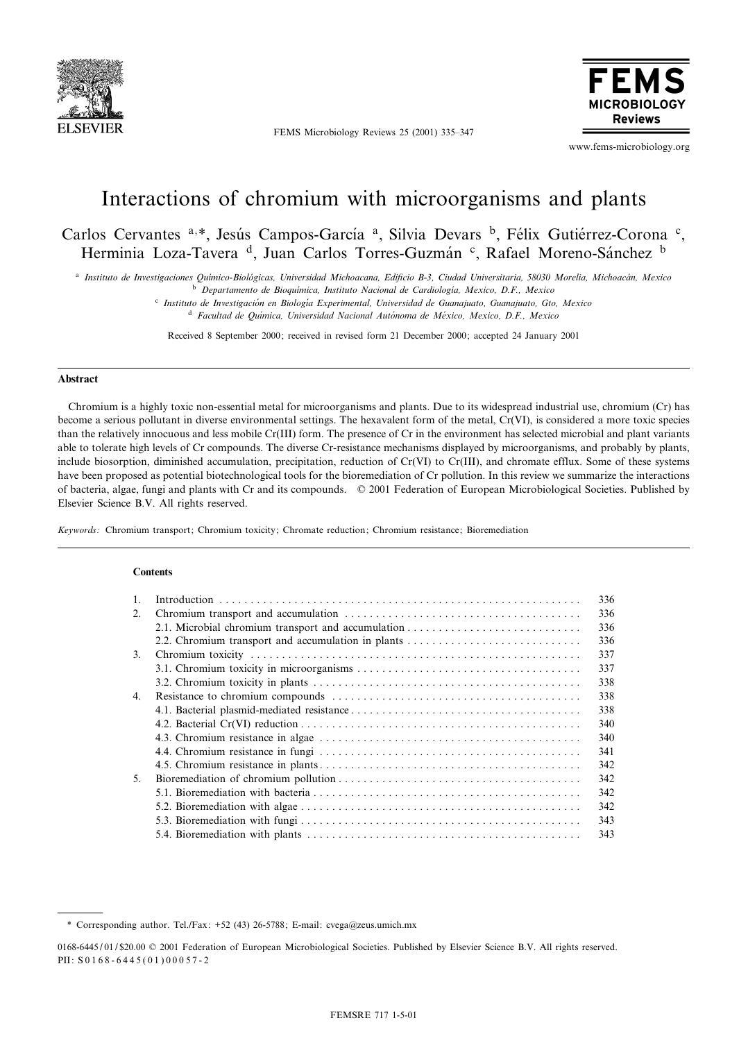# Interactions of chromium with microorganisms and plants

Carlos Cervantes [a,*], Jesús Campos-García [a], Silvia Devars [b], Félix Gutiérrez-Corona [c], Herminia Loza-Tavera [d], Juan Carlos Torres-Guzmán [c], Rafael Moreno-Sánchez [b]

[a] *Instituto de Investigaciones Químico-Biológicas, Universidad Michoacana, Edificio B-3, Ciudad Universitaria, 58030 Morelia, Michoacán, Mexico*
[b] *Departamento de Bioquímica, Instituto Nacional de Cardiología, Mexico, D.F., Mexico*
[c] *Instituto de Investigación en Biología Experimental, Universidad de Guanajuato, Guanajuato, Gto, Mexico*
[d] *Facultad de Química, Universidad Nacional Autónoma de México, Mexico, D.F., Mexico*

Received 8 September 2000; received in revised form 21 December 2000; accepted 24 January 2001

## Abstract

Chromium is a highly toxic non-essential metal for microorganisms and plants. Due to its widespread industrial use, chromium (Cr) has become a serious pollutant in diverse environmental settings. The hexavalent form of the metal, Cr(VI), is considered a more toxic species than the relatively innocuous and less mobile Cr(III) form. The presence of Cr in the environment has selected microbial and plant variants able to tolerate high levels of Cr compounds. The diverse Cr-resistance mechanisms displayed by microorganisms, and probably by plants, include biosorption, diminished accumulation, precipitation, reduction of Cr(VI) to Cr(III), and chromate efflux. Some of these systems have been proposed as potential biotechnological tools for the bioremediation of Cr pollution. In this review we summarize the interactions of bacteria, algae, fungi and plants with Cr and its compounds. © 2001 Federation of European Microbiological Societies. Published by Elsevier Science B.V. All rights reserved.

*Keywords:* Chromium transport; Chromium toxicity; Chromate reduction; Chromium resistance; Bioremediation

## Contents

| | | |
|---|---|---|
| 1. | Introduction | 336 |
| 2. | Chromium transport and accumulation | 336 |
| | 2.1. Microbial chromium transport and accumulation | 336 |
| | 2.2. Chromium transport and accumulation in plants | 336 |
| 3. | Chromium toxicity | 337 |
| | 3.1. Chromium toxicity in microorganisms | 337 |
| | 3.2. Chromium toxicity in plants | 338 |
| 4. | Resistance to chromium compounds | 338 |
| | 4.1. Bacterial plasmid-mediated resistance | 338 |
| | 4.2. Bacterial Cr(VI) reduction | 340 |
| | 4.3. Chromium resistance in algae | 340 |
| | 4.4. Chromium resistance in fungi | 341 |
| | 4.5. Chromium resistance in plants | 342 |
| 5. | Bioremediation of chromium pollution | 342 |
| | 5.1. Bioremediation with bacteria | 342 |
| | 5.2. Bioremediation with algae | 342 |
| | 5.3. Bioremediation with fungi | 343 |
| | 5.4. Bioremediation with plants | 343 |

\* Corresponding author. Tel./Fax: +52 (43) 26-5788; E-mail: cvega@zeus.umich.mx

0168-6445/01/$20.00 © 2001 Federation of European Microbiological Societies. Published by Elsevier Science B.V. All rights reserved.
PII: S0168-6445(01)00057-2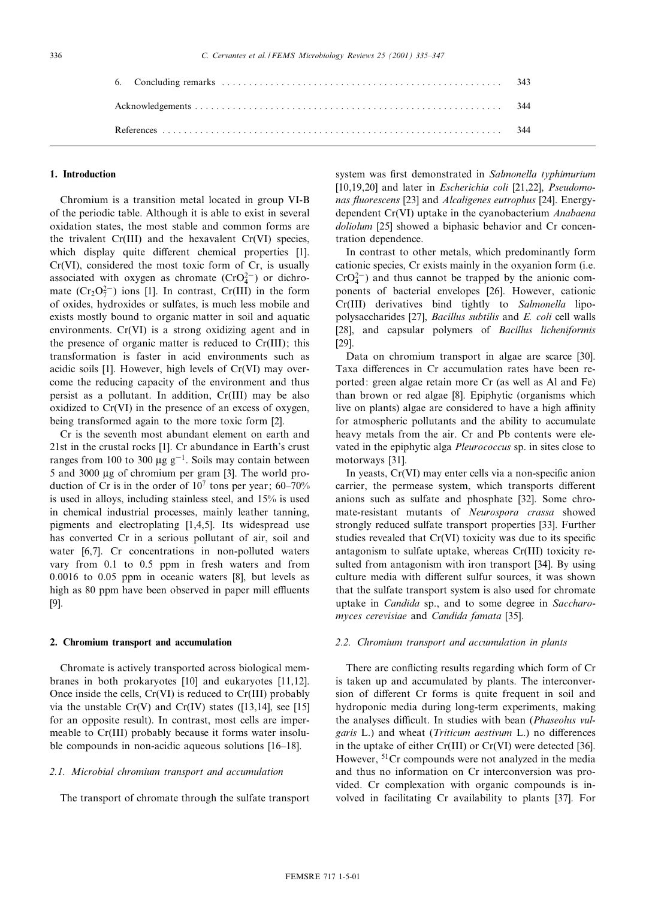| 6. Concluding remarks | 343 |
|---|---|
| Acknowledgements | 344 |
| References | 344 |

## 1. Introduction

Chromium is a transition metal located in group VI-B of the periodic table. Although it is able to exist in several oxidation states, the most stable and common forms are the trivalent Cr(III) and the hexavalent Cr(VI) species, which display quite different chemical properties [1]. Cr(VI), considered the most toxic form of Cr, is usually associated with oxygen as chromate ($CrO_4^{2-}$) or dichromate ($Cr_2O_7^{2-}$) ions [1]. In contrast, Cr(III) in the form of oxides, hydroxides or sulfates, is much less mobile and exists mostly bound to organic matter in soil and aquatic environments. Cr(VI) is a strong oxidizing agent and in the presence of organic matter is reduced to Cr(III); this transformation is faster in acid environments such as acidic soils [1]. However, high levels of Cr(VI) may overcome the reducing capacity of the environment and thus persist as a pollutant. In addition, Cr(III) may be also oxidized to Cr(VI) in the presence of an excess of oxygen, being transformed again to the more toxic form [2].

Cr is the seventh most abundant element on earth and 21st in the crustal rocks [1]. Cr abundance in Earth's crust ranges from 100 to 300 μg $g^{-1}$. Soils may contain between 5 and 3000 μg of chromium per gram [3]. The world production of Cr is in the order of $10^7$ tons per year; 60–70% is used in alloys, including stainless steel, and 15% is used in chemical industrial processes, mainly leather tanning, pigments and electroplating [1,4,5]. Its widespread use has converted Cr in a serious pollutant of air, soil and water [6,7]. Cr concentrations in non-polluted waters vary from 0.1 to 0.5 ppm in fresh waters and from 0.0016 to 0.05 ppm in oceanic waters [8], but levels as high as 80 ppm have been observed in paper mill effluents [9].

## 2. Chromium transport and accumulation

Chromate is actively transported across biological membranes in both prokaryotes [10] and eukaryotes [11,12]. Once inside the cells, Cr(VI) is reduced to Cr(III) probably via the unstable Cr(V) and Cr(IV) states ([13,14], see [15] for an opposite result). In contrast, most cells are impermeable to Cr(III) probably because it forms water insoluble compounds in non-acidic aqueous solutions [16–18].

### 2.1. Microbial chromium transport and accumulation

The transport of chromate through the sulfate transport system was first demonstrated in *Salmonella typhimurium* [10,19,20] and later in *Escherichia coli* [21,22], *Pseudomonas fluorescens* [23] and *Alcaligenes eutrophus* [24]. Energy-dependent Cr(VI) uptake in the cyanobacterium *Anabaena doliolum* [25] showed a biphasic behavior and Cr concentration dependence.

In contrast to other metals, which predominantly form cationic species, Cr exists mainly in the oxyanion form (i.e. $CrO_4^{2-}$) and thus cannot be trapped by the anionic components of bacterial envelopes [26]. However, cationic Cr(III) derivatives bind tightly to *Salmonella* lipopolysaccharides [27], *Bacillus subtilis* and *E. coli* cell walls [28], and capsular polymers of *Bacillus licheniformis* [29].

Data on chromium transport in algae are scarce [30]. Taxa differences in Cr accumulation rates have been reported: green algae retain more Cr (as well as Al and Fe) than brown or red algae [8]. Epiphytic (organisms which live on plants) algae are considered to have a high affinity for atmospheric pollutants and the ability to accumulate heavy metals from the air. Cr and Pb contents were elevated in the epiphytic alga *Pleurococcus* sp. in sites close to motorways [31].

In yeasts, Cr(VI) may enter cells via a non-specific anion carrier, the permease system, which transports different anions such as sulfate and phosphate [32]. Some chromate-resistant mutants of *Neurospora crassa* showed strongly reduced sulfate transport properties [33]. Further studies revealed that Cr(VI) toxicity was due to its specific antagonism to sulfate uptake, whereas Cr(III) toxicity resulted from antagonism with iron transport [34]. By using culture media with different sulfur sources, it was shown that the sulfate transport system is also used for chromate uptake in *Candida* sp., and to some degree in *Saccharomyces cerevisiae* and *Candida famata* [35].

### 2.2. Chromium transport and accumulation in plants

There are conflicting results regarding which form of Cr is taken up and accumulated by plants. The interconversion of different Cr forms is quite frequent in soil and hydroponic media during long-term experiments, making the analyses difficult. In studies with bean (*Phaseolus vulgaris* L.) and wheat (*Triticum aestivum* L.) no differences in the uptake of either Cr(III) or Cr(VI) were detected [36]. However, $^{51}$Cr compounds were not analyzed in the media and thus no information on Cr interconversion was provided. Cr complexation with organic compounds is involved in facilitating Cr availability to plants [37]. For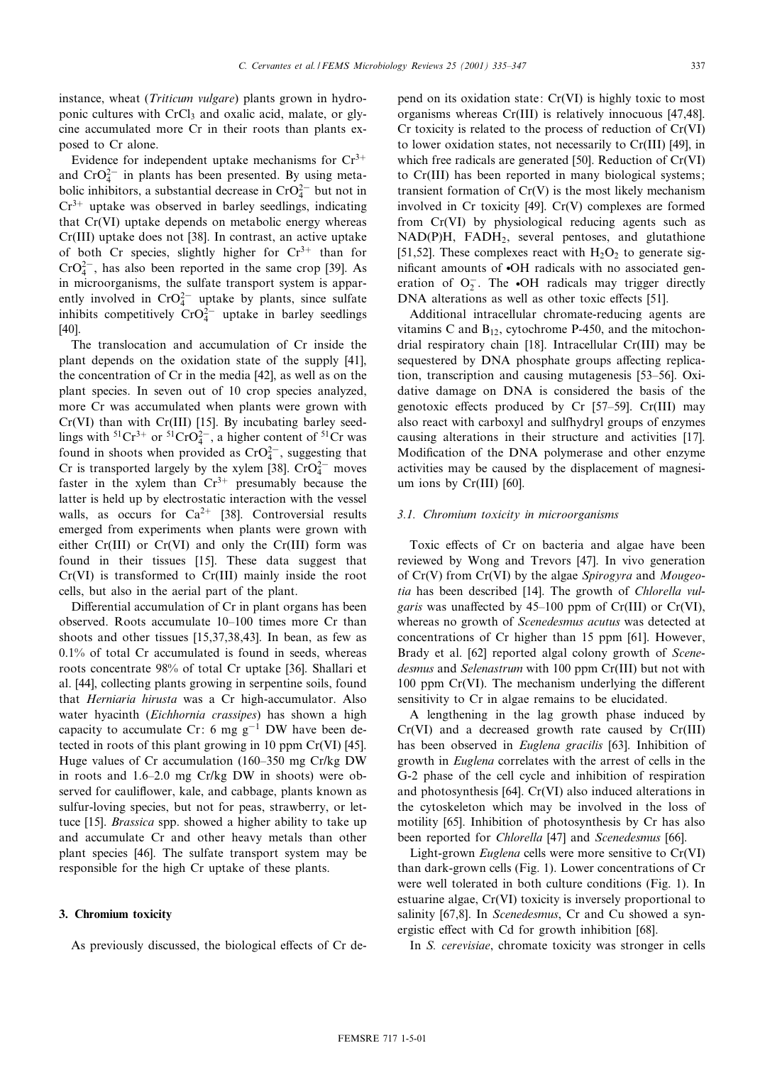instance, wheat (*Triticum vulgare*) plants grown in hydroponic cultures with $CrCl_3$ and oxalic acid, malate, or glycine accumulated more Cr in their roots than plants exposed to Cr alone.

Evidence for independent uptake mechanisms for $Cr^{3+}$ and $CrO_4^{2-}$ in plants has been presented. By using metabolic inhibitors, a substantial decrease in $CrO_4^{2-}$ but not in $Cr^{3+}$ uptake was observed in barley seedlings, indicating that Cr(VI) uptake depends on metabolic energy whereas Cr(III) uptake does not [38]. In contrast, an active uptake of both Cr species, slightly higher for $Cr^{3+}$ than for $CrO_4^{2-}$, has also been reported in the same crop [39]. As in microorganisms, the sulfate transport system is apparently involved in $CrO_4^{2-}$ uptake by plants, since sulfate inhibits competitively $CrO_4^{2-}$ uptake in barley seedlings [40].

The translocation and accumulation of Cr inside the plant depends on the oxidation state of the supply [41], the concentration of Cr in the media [42], as well as on the plant species. In seven out of 10 crop species analyzed, more Cr was accumulated when plants were grown with Cr(VI) than with Cr(III) [15]. By incubating barley seedlings with $^{51}Cr^{3+}$ or $^{51}CrO_4^{2-}$, a higher content of $^{51}Cr$ was found in shoots when provided as $CrO_4^{2-}$, suggesting that Cr is transported largely by the xylem [38]. $CrO_4^{2-}$ moves faster in the xylem than $Cr^{3+}$ presumably because the latter is held up by electrostatic interaction with the vessel walls, as occurs for $Ca^{2+}$ [38]. Controversial results emerged from experiments when plants were grown with either Cr(III) or Cr(VI) and only the Cr(III) form was found in their tissues [15]. These data suggest that Cr(VI) is transformed to Cr(III) mainly inside the root cells, but also in the aerial part of the plant.

Differential accumulation of Cr in plant organs has been observed. Roots accumulate 10–100 times more Cr than shoots and other tissues [15,37,38,43]. In bean, as few as 0.1% of total Cr accumulated is found in seeds, whereas roots concentrate 98% of total Cr uptake [36]. Shallari et al. [44], collecting plants growing in serpentine soils, found that *Herniaria hirusta* was a Cr high-accumulator. Also water hyacinth (*Eichhornia crassipes*) has shown a high capacity to accumulate Cr: 6 mg $g^{-1}$ DW have been detected in roots of this plant growing in 10 ppm Cr(VI) [45]. Huge values of Cr accumulation (160–350 mg Cr/kg DW in roots and 1.6–2.0 mg Cr/kg DW in shoots) were observed for cauliflower, kale, and cabbage, plants known as sulfur-loving species, but not for peas, strawberry, or lettuce [15]. *Brassica* spp. showed a higher ability to take up and accumulate Cr and other heavy metals than other plant species [46]. The sulfate transport system may be responsible for the high Cr uptake of these plants.

## 3. Chromium toxicity

As previously discussed, the biological effects of Cr depend on its oxidation state: Cr(VI) is highly toxic to most organisms whereas Cr(III) is relatively innocuous [47,48]. Cr toxicity is related to the process of reduction of Cr(VI) to lower oxidation states, not necessarily to Cr(III) [49], in which free radicals are generated [50]. Reduction of Cr(VI) to Cr(III) has been reported in many biological systems; transient formation of Cr(V) is the most likely mechanism involved in Cr toxicity [49]. Cr(V) complexes are formed from Cr(VI) by physiological reducing agents such as NAD(P)H, $FADH_2$, several pentoses, and glutathione [51,52]. These complexes react with $H_2O_2$ to generate significant amounts of •OH radicals with no associated generation of $O_2^-$. The •OH radicals may trigger directly DNA alterations as well as other toxic effects [51].

Additional intracellular chromate-reducing agents are vitamins C and $B_{12}$, cytochrome P-450, and the mitochondrial respiratory chain [18]. Intracellular Cr(III) may be sequestered by DNA phosphate groups affecting replication, transcription and causing mutagenesis [53–56]. Oxidative damage on DNA is considered the basis of the genotoxic effects produced by Cr [57–59]. Cr(III) may also react with carboxyl and sulfhydryl groups of enzymes causing alterations in their structure and activities [17]. Modification of the DNA polymerase and other enzyme activities may be caused by the displacement of magnesium ions by Cr(III) [60].

### 3.1. Chromium toxicity in microorganisms

Toxic effects of Cr on bacteria and algae have been reviewed by Wong and Trevors [47]. In vivo generation of Cr(V) from Cr(VI) by the algae *Spirogyra* and *Mougeotia* has been described [14]. The growth of *Chlorella vulgaris* was unaffected by 45–100 ppm of Cr(III) or Cr(VI), whereas no growth of *Scenedesmus acutus* was detected at concentrations of Cr higher than 15 ppm [61]. However, Brady et al. [62] reported algal colony growth of *Scenedesmus* and *Selenastrum* with 100 ppm Cr(III) but not with 100 ppm Cr(VI). The mechanism underlying the different sensitivity to Cr in algae remains to be elucidated.

A lengthening in the lag growth phase induced by Cr(VI) and a decreased growth rate caused by Cr(III) has been observed in *Euglena gracilis* [63]. Inhibition of growth in *Euglena* correlates with the arrest of cells in the G-2 phase of the cell cycle and inhibition of respiration and photosynthesis [64]. Cr(VI) also induced alterations in the cytoskeleton which may be involved in the loss of motility [65]. Inhibition of photosynthesis by Cr has also been reported for *Chlorella* [47] and *Scenedesmus* [66].

Light-grown *Euglena* cells were more sensitive to Cr(VI) than dark-grown cells (Fig. 1). Lower concentrations of Cr were well tolerated in both culture conditions (Fig. 1). In estuarine algae, Cr(VI) toxicity is inversely proportional to salinity [67,8]. In *Scenedesmus*, Cr and Cu showed a synergistic effect with Cd for growth inhibition [68].

In *S. cerevisiae*, chromate toxicity was stronger in cells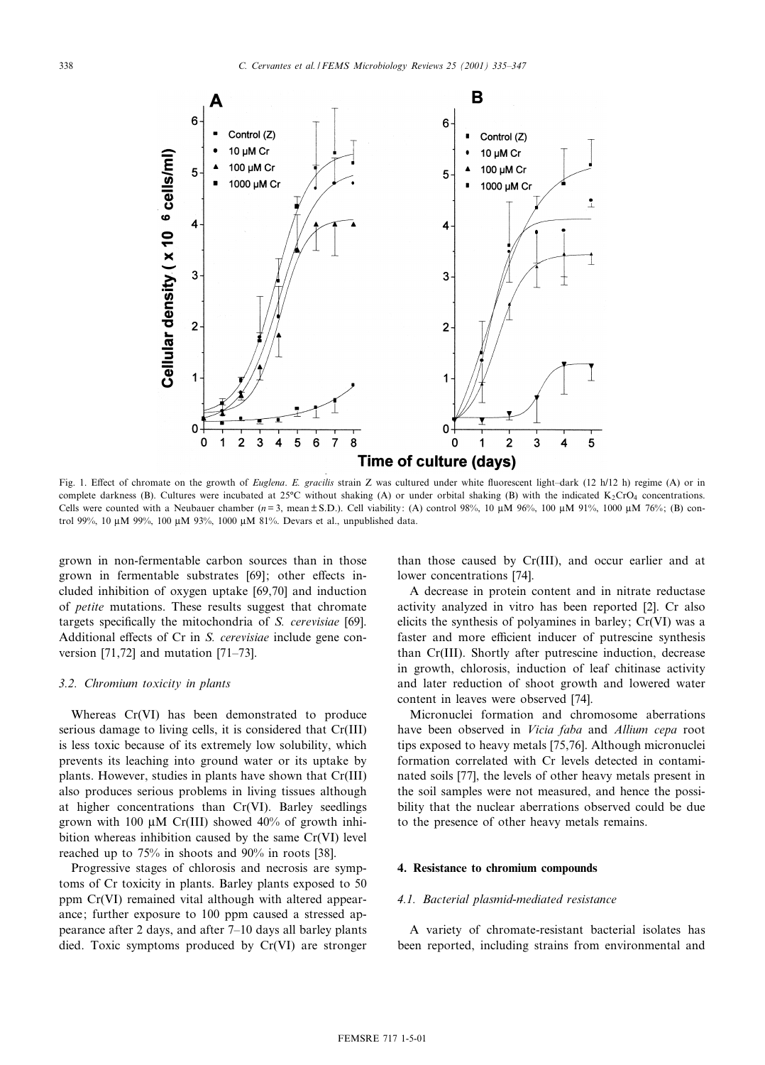Fig. 1. Effect of chromate on the growth of *Euglena*. *E. gracilis* strain Z was cultured under white fluorescent light–dark (12 h/12 h) regime (A) or in complete darkness (B). Cultures were incubated at 25°C without shaking (A) or under orbital shaking (B) with the indicated $K_2CrO_4$ concentrations. Cells were counted with a Neubauer chamber ($n = 3$, mean ± S.D.). Cell viability: (A) control 98%, 10 μM 96%, 100 μM 91%, 1000 μM 76%; (B) control 99%, 10 μM 99%, 100 μM 93%, 1000 μM 81%. Devars et al., unpublished data.

grown in non-fermentable carbon sources than in those grown in fermentable substrates [69]; other effects included inhibition of oxygen uptake [69,70] and induction of *petite* mutations. These results suggest that chromate targets specifically the mitochondria of *S. cerevisiae* [69]. Additional effects of Cr in *S. cerevisiae* include gene conversion [71,72] and mutation [71–73].

### 3.2. Chromium toxicity in plants

Whereas Cr(VI) has been demonstrated to produce serious damage to living cells, it is considered that Cr(III) is less toxic because of its extremely low solubility, which prevents its leaching into ground water or its uptake by plants. However, studies in plants have shown that Cr(III) also produces serious problems in living tissues although at higher concentrations than Cr(VI). Barley seedlings grown with 100 μM Cr(III) showed 40% of growth inhibition whereas inhibition caused by the same Cr(VI) level reached up to 75% in shoots and 90% in roots [38].

Progressive stages of chlorosis and necrosis are symptoms of Cr toxicity in plants. Barley plants exposed to 50 ppm Cr(VI) remained vital although with altered appearance; further exposure to 100 ppm caused a stressed appearance after 2 days, and after 7–10 days all barley plants died. Toxic symptoms produced by Cr(VI) are stronger than those caused by Cr(III), and occur earlier and at lower concentrations [74].

A decrease in protein content and in nitrate reductase activity analyzed in vitro has been reported [2]. Cr also elicits the synthesis of polyamines in barley; Cr(VI) was a faster and more efficient inducer of putrescine synthesis than Cr(III). Shortly after putrescine induction, decrease in growth, chlorosis, induction of leaf chitinase activity and later reduction of shoot growth and lowered water content in leaves were observed [74].

Micronuclei formation and chromosome aberrations have been observed in *Vicia faba* and *Allium cepa* root tips exposed to heavy metals [75,76]. Although micronuclei formation correlated with Cr levels detected in contaminated soils [77], the levels of other heavy metals present in the soil samples were not measured, and hence the possibility that the nuclear aberrations observed could be due to the presence of other heavy metals remains.

## 4. Resistance to chromium compounds

### 4.1. Bacterial plasmid-mediated resistance

A variety of chromate-resistant bacterial isolates has been reported, including strains from environmental and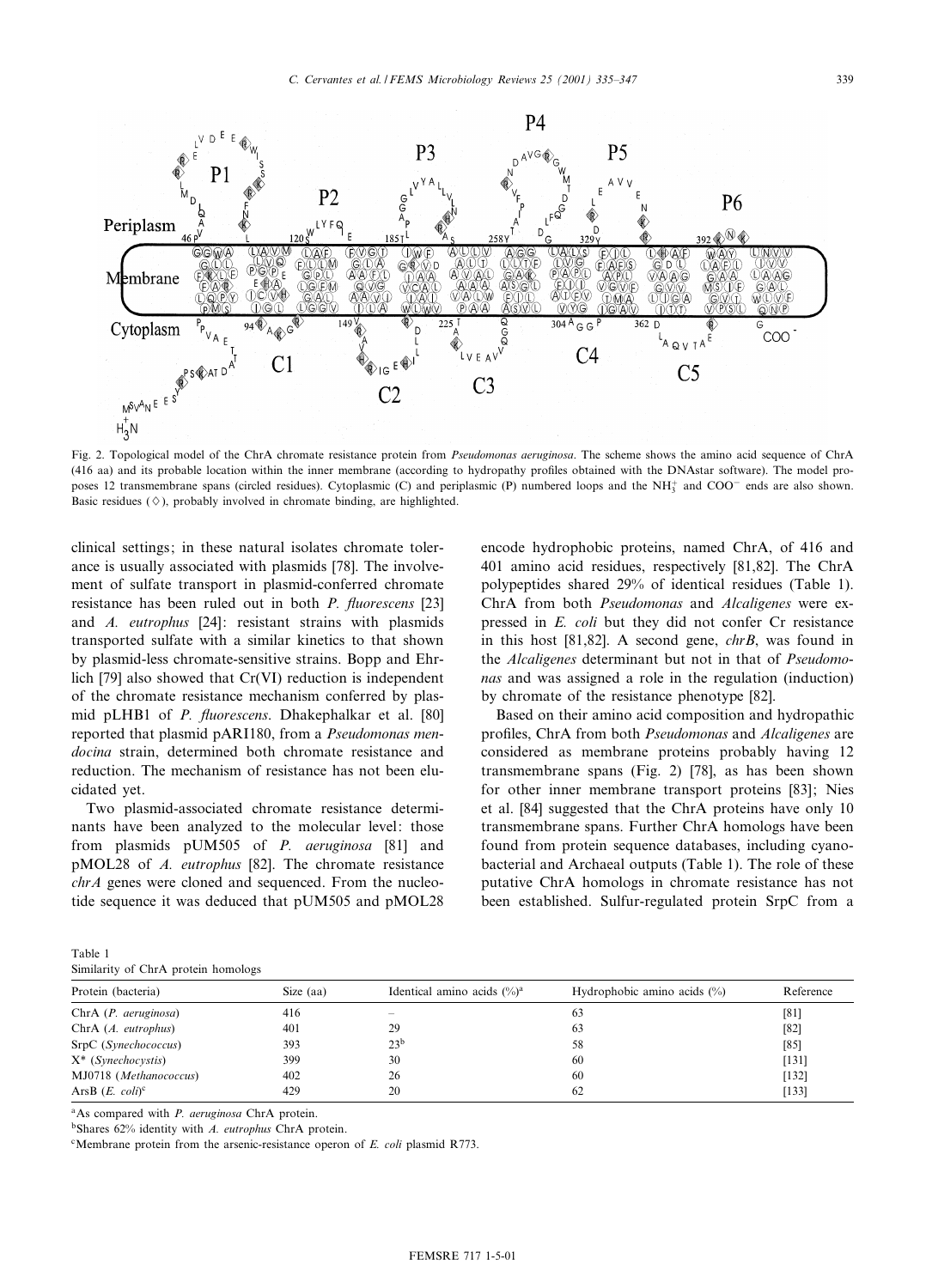Fig. 2. Topological model of the ChrA chromate resistance protein from *Pseudomonas aeruginosa*. The scheme shows the amino acid sequence of ChrA (416 aa) and its probable location within the inner membrane (according to hydropathy profiles obtained with the DNAstar software). The model proposes 12 transmembrane spans (circled residues). Cytoplasmic (C) and periplasmic (P) numbered loops and the $NH_3^+$ and $COO^-$ ends are also shown. Basic residues (◇), probably involved in chromate binding, are highlighted.

clinical settings; in these natural isolates chromate tolerance is usually associated with plasmids [78]. The involvement of sulfate transport in plasmid-conferred chromate resistance has been ruled out in both *P. fluorescens* [23] and *A. eutrophus* [24]: resistant strains with plasmids transported sulfate with a similar kinetics to that shown by plasmid-less chromate-sensitive strains. Bopp and Ehrlich [79] also showed that Cr(VI) reduction is independent of the chromate resistance mechanism conferred by plasmid pLHB1 of *P. fluorescens*. Dhakephalkar et al. [80] reported that plasmid pARI180, from a *Pseudomonas mendocina* strain, determined both chromate resistance and reduction. The mechanism of resistance has not been elucidated yet.

Two plasmid-associated chromate resistance determinants have been analyzed to the molecular level: those from plasmids pUM505 of *P. aeruginosa* [81] and pMOL28 of *A. eutrophus* [82]. The chromate resistance *chrA* genes were cloned and sequenced. From the nucleotide sequence it was deduced that pUM505 and pMOL28 encode hydrophobic proteins, named ChrA, of 416 and 401 amino acid residues, respectively [81,82]. The ChrA polypeptides shared 29% of identical residues (Table 1). ChrA from both *Pseudomonas* and *Alcaligenes* were expressed in *E. coli* but they did not confer Cr resistance in this host [81,82]. A second gene, *chrB*, was found in the *Alcaligenes* determinant but not in that of *Pseudomonas* and was assigned a role in the regulation (induction) by chromate of the resistance phenotype [82].

Based on their amino acid composition and hydropathic profiles, ChrA from both *Pseudomonas* and *Alcaligenes* are considered as membrane proteins probably having 12 transmembrane spans (Fig. 2) [78], as has been shown for other inner membrane transport proteins [83]; Nies et al. [84] suggested that the ChrA proteins have only 10 transmembrane spans. Further ChrA homologs have been found from protein sequence databases, including cyanobacterial and Archaeal outputs (Table 1). The role of these putative ChrA homologs in chromate resistance has not been established. Sulfur-regulated protein SrpC from a

Table 1
Similarity of ChrA protein homologs

| Protein (bacteria) | Size (aa) | Identical amino acids (%)[a] | Hydrophobic amino acids (%) | Reference |
|---|---|---|---|---|
| ChrA (*P. aeruginosa*) | 416 | – | 63 | [81] |
| ChrA (*A. eutrophus*) | 401 | 29 | 63 | [82] |
| SrpC (*Synechococcus*) | 393 | 23[b] | 58 | [85] |
| X* (*Synechocystis*) | 399 | 30 | 60 | [131] |
| MJ0718 (*Methanococcus*) | 402 | 26 | 60 | [132] |
| ArsB (*E. coli*)[c] | 429 | 20 | 62 | [133] |

[a]As compared with *P. aeruginosa* ChrA protein.
[b]Shares 62% identity with *A. eutrophus* ChrA protein.
[c]Membrane protein from the arsenic-resistance operon of *E. coli* plasmid R773.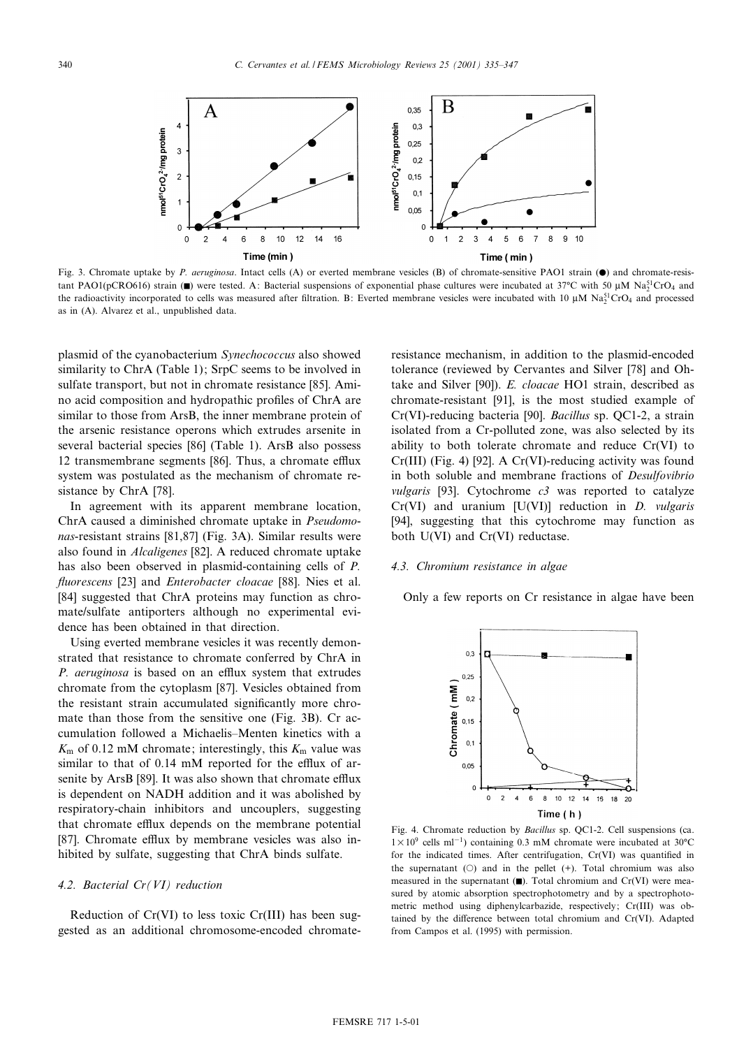Fig. 3. Chromate uptake by *P. aeruginosa*. Intact cells (A) or everted membrane vesicles (B) of chromate-sensitive PAO1 strain (●) and chromate-resistant PAO1(pCRO616) strain (■) were tested. A: Bacterial suspensions of exponential phase cultures were incubated at 37°C with 50 μM $Na_2^{51}CrO_4$ and the radioactivity incorporated to cells was measured after filtration. B: Everted membrane vesicles were incubated with 10 μM $Na_2^{51}CrO_4$ and processed as in (A). Alvarez et al., unpublished data.

plasmid of the cyanobacterium *Synechococcus* also showed similarity to ChrA (Table 1); SrpC seems to be involved in sulfate transport, but not in chromate resistance [85]. Amino acid composition and hydropathic profiles of ChrA are similar to those from ArsB, the inner membrane protein of the arsenic resistance operons which extrudes arsenite in several bacterial species [86] (Table 1). ArsB also possess 12 transmembrane segments [86]. Thus, a chromate efflux system was postulated as the mechanism of chromate resistance by ChrA [78].

In agreement with its apparent membrane location, ChrA caused a diminished chromate uptake in *Pseudomonas*-resistant strains [81,87] (Fig. 3A). Similar results were also found in *Alcaligenes* [82]. A reduced chromate uptake has also been observed in plasmid-containing cells of *P. fluorescens* [23] and *Enterobacter cloacae* [88]. Nies et al. [84] suggested that ChrA proteins may function as chromate/sulfate antiporters although no experimental evidence has been obtained in that direction.

Using everted membrane vesicles it was recently demonstrated that resistance to chromate conferred by ChrA in *P. aeruginosa* is based on an efflux system that extrudes chromate from the cytoplasm [87]. Vesicles obtained from the resistant strain accumulated significantly more chromate than those from the sensitive one (Fig. 3B). Cr accumulation followed a Michaelis–Menten kinetics with a $K_m$ of 0.12 mM chromate; interestingly, this $K_m$ value was similar to that of 0.14 mM reported for the efflux of arsenite by ArsB [89]. It was also shown that chromate efflux is dependent on NADH addition and it was abolished by respiratory-chain inhibitors and uncouplers, suggesting that chromate efflux depends on the membrane potential [87]. Chromate efflux by membrane vesicles was also inhibited by sulfate, suggesting that ChrA binds sulfate.

### 4.2. Bacterial Cr(VI) reduction

Reduction of Cr(VI) to less toxic Cr(III) has been suggested as an additional chromosome-encoded chromate-resistance mechanism, in addition to the plasmid-encoded tolerance (reviewed by Cervantes and Silver [78] and Ohtake and Silver [90]). *E. cloacae* HO1 strain, described as chromate-resistant [91], is the most studied example of Cr(VI)-reducing bacteria [90]. *Bacillus* sp. QC1-2, a strain isolated from a Cr-polluted zone, was also selected by its ability to both tolerate chromate and reduce Cr(VI) to Cr(III) (Fig. 4) [92]. A Cr(VI)-reducing activity was found in both soluble and membrane fractions of *Desulfovibrio vulgaris* [93]. Cytochrome *c3* was reported to catalyze Cr(VI) and uranium [U(VI)] reduction in *D. vulgaris* [94], suggesting that this cytochrome may function as both U(VI) and Cr(VI) reductase.

### 4.3. Chromium resistance in algae

Only a few reports on Cr resistance in algae have been

Fig. 4. Chromate reduction by *Bacillus* sp. QC1-2. Cell suspensions (ca. $1\times10^9$ cells $ml^{-1}$) containing 0.3 mM chromate were incubated at 30°C for the indicated times. After centrifugation, Cr(VI) was quantified in the supernatant (○) and in the pellet (+). Total chromium was also measured in the supernatant (■). Total chromium and Cr(VI) were measured by atomic absorption spectrophotometry and by a spectrophotometric method using diphenylcarbazide, respectively; Cr(III) was obtained by the difference between total chromium and Cr(VI). Adapted from Campos et al. (1995) with permission.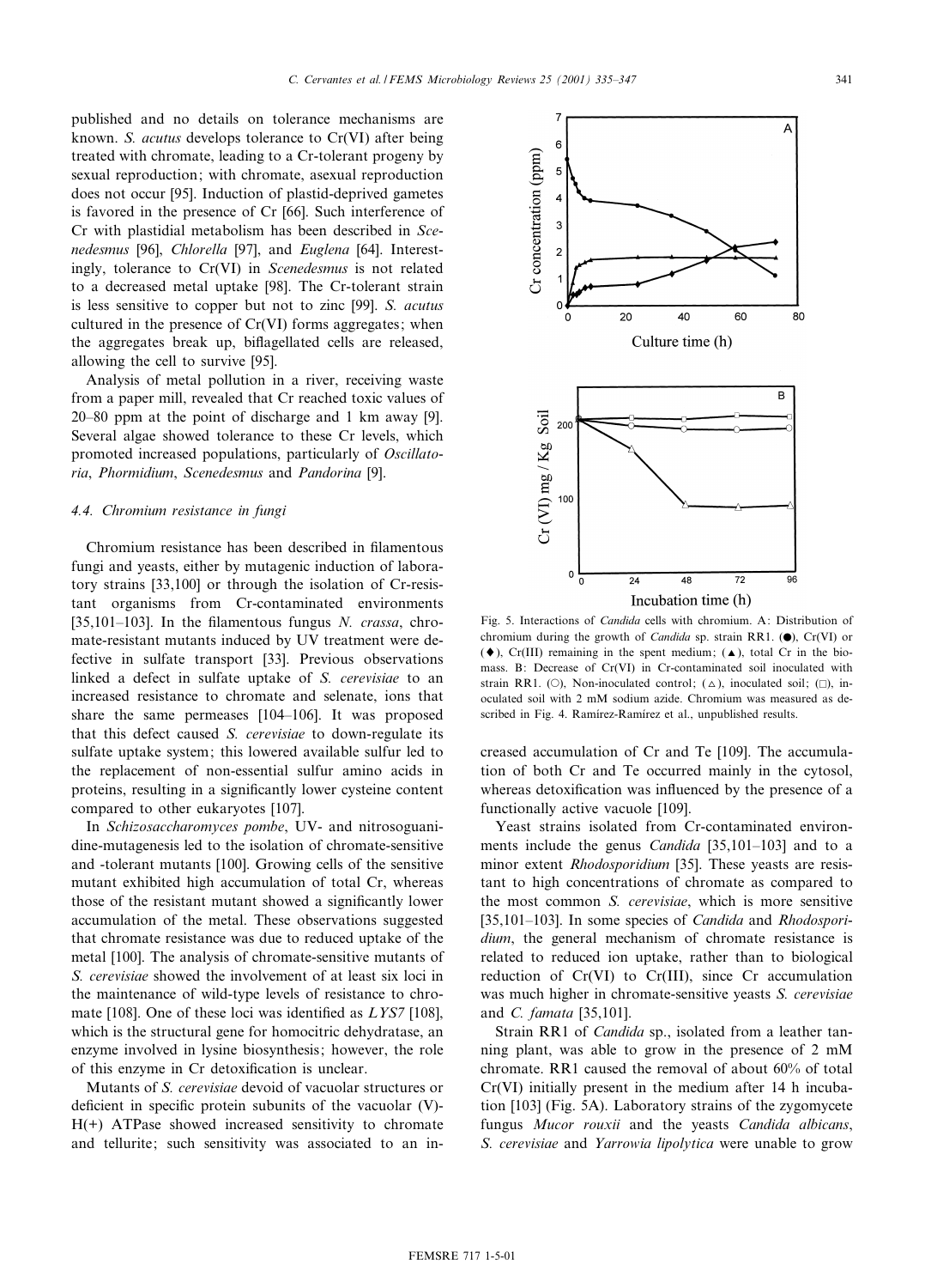published and no details on tolerance mechanisms are known. *S. acutus* develops tolerance to Cr(VI) after being treated with chromate, leading to a Cr-tolerant progeny by sexual reproduction; with chromate, asexual reproduction does not occur [95]. Induction of plastid-deprived gametes is favored in the presence of Cr [66]. Such interference of Cr with plastidial metabolism has been described in *Scenedesmus* [96], *Chlorella* [97], and *Euglena* [64]. Interestingly, tolerance to Cr(VI) in *Scenedesmus* is not related to a decreased metal uptake [98]. The Cr-tolerant strain is less sensitive to copper but not to zinc [99]. *S. acutus* cultured in the presence of Cr(VI) forms aggregates; when the aggregates break up, biflagellated cells are released, allowing the cell to survive [95].

Analysis of metal pollution in a river, receiving waste from a paper mill, revealed that Cr reached toxic values of 20–80 ppm at the point of discharge and 1 km away [9]. Several algae showed tolerance to these Cr levels, which promoted increased populations, particularly of *Oscillatoria*, *Phormidium*, *Scenedesmus* and *Pandorina* [9].

### 4.4. Chromium resistance in fungi

Chromium resistance has been described in filamentous fungi and yeasts, either by mutagenic induction of laboratory strains [33,100] or through the isolation of Cr-resistant organisms from Cr-contaminated environments [35,101–103]. In the filamentous fungus *N. crassa*, chromate-resistant mutants induced by UV treatment were defective in sulfate transport [33]. Previous observations linked a defect in sulfate uptake of *S. cerevisiae* to an increased resistance to chromate and selenate, ions that share the same permeases [104–106]. It was proposed that this defect caused *S. cerevisiae* to down-regulate its sulfate uptake system; this lowered available sulfur led to the replacement of non-essential sulfur amino acids in proteins, resulting in a significantly lower cysteine content compared to other eukaryotes [107].

In *Schizosaccharomyces pombe*, UV- and nitrosoguanidine-mutagenesis led to the isolation of chromate-sensitive and -tolerant mutants [100]. Growing cells of the sensitive mutant exhibited high accumulation of total Cr, whereas those of the resistant mutant showed a significantly lower accumulation of the metal. These observations suggested that chromate resistance was due to reduced uptake of the metal [100]. The analysis of chromate-sensitive mutants of *S. cerevisiae* showed the involvement of at least six loci in the maintenance of wild-type levels of resistance to chromate [108]. One of these loci was identified as *LYS7* [108], which is the structural gene for homocitric dehydratase, an enzyme involved in lysine biosynthesis; however, the role of this enzyme in Cr detoxification is unclear.

Mutants of *S. cerevisiae* devoid of vacuolar structures or deficient in specific protein subunits of the vacuolar (V)-H(+) ATPase showed increased sensitivity to chromate and tellurite; such sensitivity was associated to an increased accumulation of Cr and Te [109]. The accumulation of both Cr and Te occurred mainly in the cytosol, whereas detoxification was influenced by the presence of a functionally active vacuole [109].

Fig. 5. Interactions of *Candida* cells with chromium. A: Distribution of chromium during the growth of *Candida* sp. strain RR1. (●), Cr(VI) or (♦), Cr(III) remaining in the spent medium; (▲), total Cr in the biomass. B: Decrease of Cr(VI) in Cr-contaminated soil inoculated with strain RR1. (○), Non-inoculated control; (△), inoculated soil; (□), inoculated soil with 2 mM sodium azide. Chromium was measured as described in Fig. 4. Ramírez-Ramírez et al., unpublished results.

Yeast strains isolated from Cr-contaminated environments include the genus *Candida* [35,101–103] and to a minor extent *Rhodosporidium* [35]. These yeasts are resistant to high concentrations of chromate as compared to the most common *S. cerevisiae*, which is more sensitive [35,101–103]. In some species of *Candida* and *Rhodosporidium*, the general mechanism of chromate resistance is related to reduced ion uptake, rather than to biological reduction of Cr(VI) to Cr(III), since Cr accumulation was much higher in chromate-sensitive yeasts *S. cerevisiae* and *C. famata* [35,101].

Strain RR1 of *Candida* sp., isolated from a leather tanning plant, was able to grow in the presence of 2 mM chromate. RR1 caused the removal of about 60% of total Cr(VI) initially present in the medium after 14 h incubation [103] (Fig. 5A). Laboratory strains of the zygomycete fungus *Mucor rouxii* and the yeasts *Candida albicans*, *S. cerevisiae* and *Yarrowia lipolytica* were unable to grow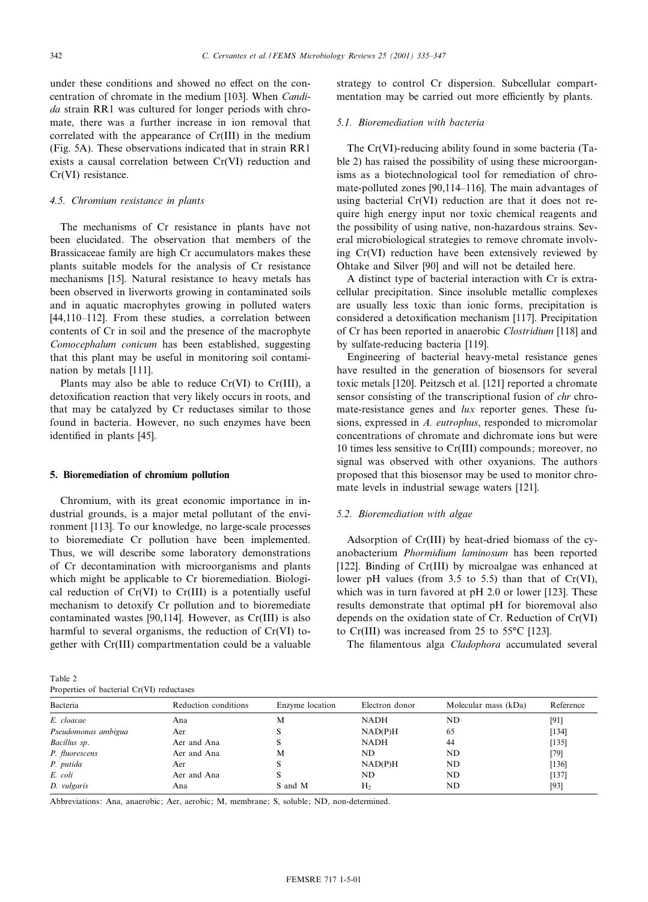under these conditions and showed no effect on the concentration of chromate in the medium [103]. When *Candida* strain RR1 was cultured for longer periods with chromate, there was a further increase in ion removal that correlated with the appearance of Cr(III) in the medium (Fig. 5A). These observations indicated that in strain RR1 exists a causal correlation between Cr(VI) reduction and Cr(VI) resistance.

### 4.5. Chromium resistance in plants

The mechanisms of Cr resistance in plants have not been elucidated. The observation that members of the Brassicaceae family are high Cr accumulators makes these plants suitable models for the analysis of Cr resistance mechanisms [15]. Natural resistance to heavy metals has been observed in liverworts growing in contaminated soils and in aquatic macrophytes growing in polluted waters [44,110–112]. From these studies, a correlation between contents of Cr in soil and the presence of the macrophyte *Comocephalum conicum* has been established, suggesting that this plant may be useful in monitoring soil contamination by metals [111].

Plants may also be able to reduce Cr(VI) to Cr(III), a detoxification reaction that very likely occurs in roots, and that may be catalyzed by Cr reductases similar to those found in bacteria. However, no such enzymes have been identified in plants [45].

## 5. Bioremediation of chromium pollution

Chromium, with its great economic importance in industrial grounds, is a major metal pollutant of the environment [113]. To our knowledge, no large-scale processes to bioremediate Cr pollution have been implemented. Thus, we will describe some laboratory demonstrations of Cr decontamination with microorganisms and plants which might be applicable to Cr bioremediation. Biological reduction of Cr(VI) to Cr(III) is a potentially useful mechanism to detoxify Cr pollution and to bioremediate contaminated wastes [90,114]. However, as Cr(III) is also harmful to several organisms, the reduction of Cr(VI) together with Cr(III) compartmentation could be a valuable strategy to control Cr dispersion. Subcellular compartmentation may be carried out more efficiently by plants.

### 5.1. Bioremediation with bacteria

The Cr(VI)-reducing ability found in some bacteria (Table 2) has raised the possibility of using these microorganisms as a biotechnological tool for remediation of chromate-polluted zones [90,114–116]. The main advantages of using bacterial Cr(VI) reduction are that it does not require high energy input nor toxic chemical reagents and the possibility of using native, non-hazardous strains. Several microbiological strategies to remove chromate involving Cr(VI) reduction have been extensively reviewed by Ohtake and Silver [90] and will not be detailed here.

A distinct type of bacterial interaction with Cr is extracellular precipitation. Since insoluble metallic complexes are usually less toxic than ionic forms, precipitation is considered a detoxification mechanism [117]. Precipitation of Cr has been reported in anaerobic *Clostridium* [118] and by sulfate-reducing bacteria [119].

Engineering of bacterial heavy-metal resistance genes have resulted in the generation of biosensors for several toxic metals [120]. Peitzsch et al. [121] reported a chromate sensor consisting of the transcriptional fusion of *chr* chromate-resistance genes and *lux* reporter genes. These fusions, expressed in *A. eutrophus*, responded to micromolar concentrations of chromate and dichromate ions but were 10 times less sensitive to Cr(III) compounds; moreover, no signal was observed with other oxyanions. The authors proposed that this biosensor may be used to monitor chromate levels in industrial sewage waters [121].

### 5.2. Bioremediation with algae

Adsorption of Cr(III) by heat-dried biomass of the cyanobacterium *Phormidium laminosum* has been reported [122]. Binding of Cr(III) by microalgae was enhanced at lower pH values (from 3.5 to 5.5) than that of Cr(VI), which was in turn favored at pH 2.0 or lower [123]. These results demonstrate that optimal pH for bioremoval also depends on the oxidation state of Cr. Reduction of Cr(VI) to Cr(III) was increased from 25 to 55°C [123].

The filamentous alga *Cladophora* accumulated several

Table 2
Properties of bacterial Cr(VI) reductases

| Bacteria | Reduction conditions | Enzyme location | Electron donor | Molecular mass (kDa) | Reference |
|---|---|---|---|---|---|
| *E. cloacae* | Ana | M | NADH | ND | [91] |
| *Pseudomonas ambigua* | Aer | S | NAD(P)H | 65 | [134] |
| *Bacillus sp.* | Aer and Ana | S | NADH | 44 | [135] |
| *P. fluorescens* | Aer and Ana | M | ND | ND | [79] |
| *P. putida* | Aer | S | NAD(P)H | ND | [136] |
| *E. coli* | Aer and Ana | S | ND | ND | [137] |
| *D. vulgaris* | Ana | S and M | $H_2$ | ND | [93] |

Abbreviations: Ana, anaerobic; Aer, aerobic; M, membrane; S, soluble; ND, non-determined.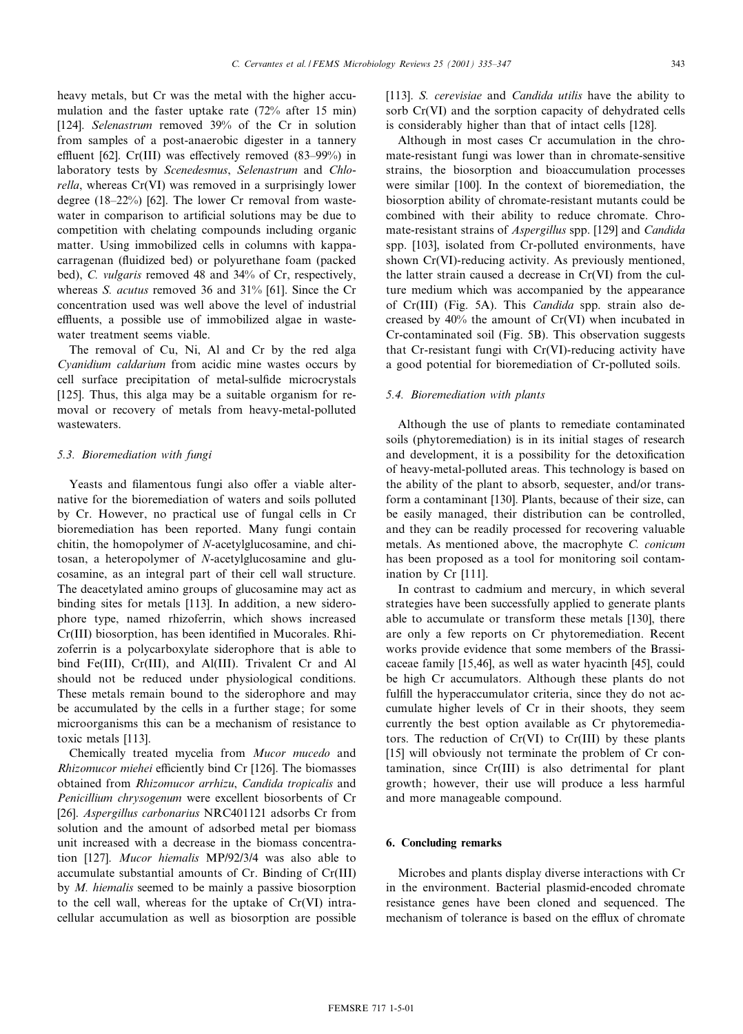heavy metals, but Cr was the metal with the higher accumulation and the faster uptake rate (72% after 15 min) [124]. *Selenastrum* removed 39% of the Cr in solution from samples of a post-anaerobic digester in a tannery effluent [62]. Cr(III) was effectively removed (83–99%) in laboratory tests by *Scenedesmus*, *Selenastrum* and *Chlorella*, whereas Cr(VI) was removed in a surprisingly lower degree (18–22%) [62]. The lower Cr removal from wastewater in comparison to artificial solutions may be due to competition with chelating compounds including organic matter. Using immobilized cells in columns with kappa-carragenan (fluidized bed) or polyurethane foam (packed bed), *C. vulgaris* removed 48 and 34% of Cr, respectively, whereas *S. acutus* removed 36 and 31% [61]. Since the Cr concentration used was well above the level of industrial effluents, a possible use of immobilized algae in wastewater treatment seems viable.

The removal of Cu, Ni, Al and Cr by the red alga *Cyanidium caldarium* from acidic mine wastes occurs by cell surface precipitation of metal-sulfide microcrystals [125]. Thus, this alga may be a suitable organism for removal or recovery of metals from heavy-metal-polluted wastewaters.

### 5.3. Bioremediation with fungi

Yeasts and filamentous fungi also offer a viable alternative for the bioremediation of waters and soils polluted by Cr. However, no practical use of fungal cells in Cr bioremediation has been reported. Many fungi contain chitin, the homopolymer of *N*-acetylglucosamine, and chitosan, a heteropolymer of *N*-acetylglucosamine and glucosamine, as an integral part of their cell wall structure. The deacetylated amino groups of glucosamine may act as binding sites for metals [113]. In addition, a new siderophore type, named rhizoferrin, which shows increased Cr(III) biosorption, has been identified in Mucorales. Rhizoferrin is a polycarboxylate siderophore that is able to bind Fe(III), Cr(III), and Al(III). Trivalent Cr and Al should not be reduced under physiological conditions. These metals remain bound to the siderophore and may be accumulated by the cells in a further stage; for some microorganisms this can be a mechanism of resistance to toxic metals [113].

Chemically treated mycelia from *Mucor mucedo* and *Rhizomucor miehei* efficiently bind Cr [126]. The biomasses obtained from *Rhizomucor arrhizu*, *Candida tropicalis* and *Penicillium chrysogenum* were excellent biosorbents of Cr [26]. *Aspergillus carbonarius* NRC401121 adsorbs Cr from solution and the amount of adsorbed metal per biomass unit increased with a decrease in the biomass concentration [127]. *Mucor hiemalis* MP/92/3/4 was also able to accumulate substantial amounts of Cr. Binding of Cr(III) by *M. hiemalis* seemed to be mainly a passive biosorption to the cell wall, whereas for the uptake of Cr(VI) intracellular accumulation as well as biosorption are possible [113]. *S. cerevisiae* and *Candida utilis* have the ability to sorb Cr(VI) and the sorption capacity of dehydrated cells is considerably higher than that of intact cells [128].

Although in most cases Cr accumulation in the chromate-resistant fungi was lower than in chromate-sensitive strains, the biosorption and bioaccumulation processes were similar [100]. In the context of bioremediation, the biosorption ability of chromate-resistant mutants could be combined with their ability to reduce chromate. Chromate-resistant strains of *Aspergillus* spp. [129] and *Candida* spp. [103], isolated from Cr-polluted environments, have shown Cr(VI)-reducing activity. As previously mentioned, the latter strain caused a decrease in Cr(VI) from the culture medium which was accompanied by the appearance of Cr(III) (Fig. 5A). This *Candida* spp. strain also decreased by 40% the amount of Cr(VI) when incubated in Cr-contaminated soil (Fig. 5B). This observation suggests that Cr-resistant fungi with Cr(VI)-reducing activity have a good potential for bioremediation of Cr-polluted soils.

### 5.4. Bioremediation with plants

Although the use of plants to remediate contaminated soils (phytoremediation) is in its initial stages of research and development, it is a possibility for the detoxification of heavy-metal-polluted areas. This technology is based on the ability of the plant to absorb, sequester, and/or transform a contaminant [130]. Plants, because of their size, can be easily managed, their distribution can be controlled, and they can be readily processed for recovering valuable metals. As mentioned above, the macrophyte *C. conicum* has been proposed as a tool for monitoring soil contamination by Cr [111].

In contrast to cadmium and mercury, in which several strategies have been successfully applied to generate plants able to accumulate or transform these metals [130], there are only a few reports on Cr phytoremediation. Recent works provide evidence that some members of the Brassicaceae family [15,46], as well as water hyacinth [45], could be high Cr accumulators. Although these plants do not fulfill the hyperaccumulator criteria, since they do not accumulate higher levels of Cr in their shoots, they seem currently the best option available as Cr phytoremediators. The reduction of Cr(VI) to Cr(III) by these plants [15] will obviously not terminate the problem of Cr contamination, since Cr(III) is also detrimental for plant growth; however, their use will produce a less harmful and more manageable compound.

## 6. Concluding remarks

Microbes and plants display diverse interactions with Cr in the environment. Bacterial plasmid-encoded chromate resistance genes have been cloned and sequenced. The mechanism of tolerance is based on the efflux of chromate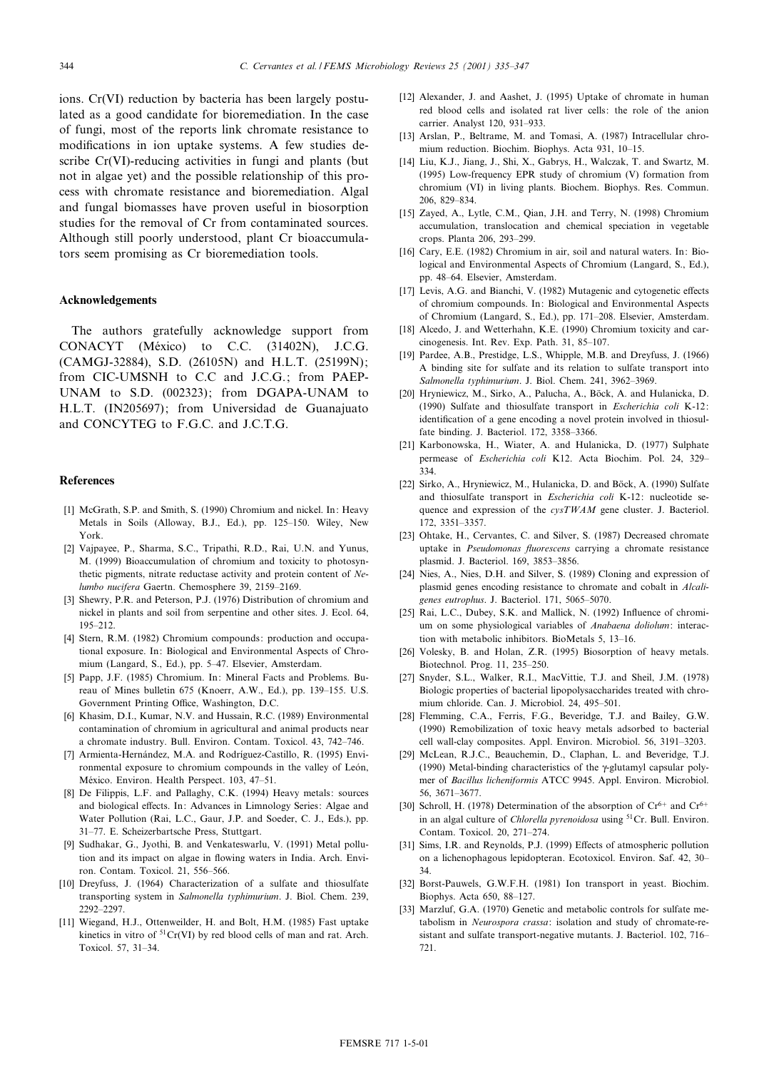ions. Cr(VI) reduction by bacteria has been largely postulated as a good candidate for bioremediation. In the case of fungi, most of the reports link chromate resistance to modifications in ion uptake systems. A few studies describe Cr(VI)-reducing activities in fungi and plants (but not in algae yet) and the possible relationship of this process with chromate resistance and bioremediation. Algal and fungal biomasses have proven useful in biosorption studies for the removal of Cr from contaminated sources. Although still poorly understood, plant Cr bioaccumulators seem promising as Cr bioremediation tools.

## Acknowledgements

The authors gratefully acknowledge support from CONACYT (México) to C.C. (31402N), J.C.G. (CAMGJ-32884), S.D. (26105N) and H.L.T. (25199N); from CIC-UMSNH to C.C and J.C.G.; from PAEP-UNAM to S.D. (002323); from DGAPA-UNAM to H.L.T. (IN205697); from Universidad de Guanajuato and CONCYTEG to F.G.C. and J.C.T.G.

## References

[1] McGrath, S.P. and Smith, S. (1990) Chromium and nickel. In: Heavy Metals in Soils (Alloway, B.J., Ed.), pp. 125–150. Wiley, New York.

[2] Vajpayee, P., Sharma, S.C., Tripathi, R.D., Rai, U.N. and Yunus, M. (1999) Bioaccumulation of chromium and toxicity to photosynthetic pigments, nitrate reductase activity and protein content of *Nelumbo nucifera* Gaertn. Chemosphere 39, 2159–2169.

[3] Shewry, P.R. and Peterson, P.J. (1976) Distribution of chromium and nickel in plants and soil from serpentine and other sites. J. Ecol. 64, 195–212.

[4] Stern, R.M. (1982) Chromium compounds: production and occupational exposure. In: Biological and Environmental Aspects of Chromium (Langard, S., Ed.), pp. 5–47. Elsevier, Amsterdam.

[5] Papp, J.F. (1985) Chromium. In: Mineral Facts and Problems. Bureau of Mines bulletin 675 (Knoerr, A.W., Ed.), pp. 139–155. U.S. Government Printing Office, Washington, D.C.

[6] Khasim, D.I., Kumar, N.V. and Hussain, R.C. (1989) Environmental contamination of chromium in agricultural and animal products near a chromate industry. Bull. Environ. Contam. Toxicol. 43, 742–746.

[7] Armienta-Hernández, M.A. and Rodríguez-Castillo, R. (1995) Environmental exposure to chromium compounds in the valley of León, México. Environ. Health Perspect. 103, 47–51.

[8] De Filippis, L.F. and Pallaghy, C.K. (1994) Heavy metals: sources and biological effects. In: Advances in Limnology Series: Algae and Water Pollution (Rai, L.C., Gaur, J.P. and Soeder, C. J., Eds.), pp. 31–77. E. Scheizerbartsche Press, Stuttgart.

[9] Sudhakar, G., Jyothi, B. and Venkateswarlu, V. (1991) Metal pollution and its impact on algae in flowing waters in India. Arch. Environ. Contam. Toxicol. 21, 556–566.

[10] Dreyfuss, J. (1964) Characterization of a sulfate and thiosulfate transporting system in *Salmonella typhimurium*. J. Biol. Chem. 239, 2292–2297.

[11] Wiegand, H.J., Ottenweilder, H. and Bolt, H.M. (1985) Fast uptake kinetics in vitro of $^{51}Cr(VI)$ by red blood cells of man and rat. Arch. Toxicol. 57, 31–34.

[12] Alexander, J. and Aashet, J. (1995) Uptake of chromate in human red blood cells and isolated rat liver cells: the role of the anion carrier. Analyst 120, 931–933.

[13] Arslan, P., Beltrame, M. and Tomasi, A. (1987) Intracellular chromium reduction. Biochim. Biophys. Acta 931, 10–15.

[14] Liu, K.J., Jiang, J., Shi, X., Gabrys, H., Walczak, T. and Swartz, M. (1995) Low-frequency EPR study of chromium (V) formation from chromium (VI) in living plants. Biochem. Biophys. Res. Commun. 206, 829–834.

[15] Zayed, A., Lytle, C.M., Qian, J.H. and Terry, N. (1998) Chromium accumulation, translocation and chemical speciation in vegetable crops. Planta 206, 293–299.

[16] Cary, E.E. (1982) Chromium in air, soil and natural waters. In: Biological and Environmental Aspects of Chromium (Langard, S., Ed.), pp. 48–64. Elsevier, Amsterdam.

[17] Levis, A.G. and Bianchi, V. (1982) Mutagenic and cytogenetic effects of chromium compounds. In: Biological and Environmental Aspects of Chromium (Langard, S., Ed.), pp. 171–208. Elsevier, Amsterdam.

[18] Alcedo, J. and Wetterhahn, K.E. (1990) Chromium toxicity and carcinogenesis. Int. Rev. Exp. Path. 31, 85–107.

[19] Pardee, A.B., Prestidge, L.S., Whipple, M.B. and Dreyfuss, J. (1966) A binding site for sulfate and its relation to sulfate transport into *Salmonella typhimurium*. J. Biol. Chem. 241, 3962–3969.

[20] Hryniewicz, M., Sirko, A., Palucha, A., Böck, A. and Hulanicka, D. (1990) Sulfate and thiosulfate transport in *Escherichia coli* K-12: identification of a gene encoding a novel protein involved in thiosulfate binding. J. Bacteriol. 172, 3358–3366.

[21] Karbonowska, H., Wiater, A. and Hulanicka, D. (1977) Sulphate permease of *Escherichia coli* K12. Acta Biochim. Pol. 24, 329–334.

[22] Sirko, A., Hryniewicz, M., Hulanicka, D. and Böck, A. (1990) Sulfate and thiosulfate transport in *Escherichia coli* K-12: nucleotide sequence and expression of the *cysTWAM* gene cluster. J. Bacteriol. 172, 3351–3357.

[23] Ohtake, H., Cervantes, C. and Silver, S. (1987) Decreased chromate uptake in *Pseudomonas fluorescens* carrying a chromate resistance plasmid. J. Bacteriol. 169, 3853–3856.

[24] Nies, A., Nies, D.H. and Silver, S. (1989) Cloning and expression of plasmid genes encoding resistance to chromate and cobalt in *Alcaligenes eutrophus*. J. Bacteriol. 171, 5065–5070.

[25] Rai, L.C., Dubey, S.K. and Mallick, N. (1992) Influence of chromium on some physiological variables of *Anabaena doliolum*: interaction with metabolic inhibitors. BioMetals 5, 13–16.

[26] Volesky, B. and Holan, Z.R. (1995) Biosorption of heavy metals. Biotechnol. Prog. 11, 235–250.

[27] Snyder, S.L., Walker, R.I., MacVittie, T.J. and Sheil, J.M. (1978) Biologic properties of bacterial lipopolysaccharides treated with chromium chloride. Can. J. Microbiol. 24, 495–501.

[28] Flemming, C.A., Ferris, F.G., Beveridge, T.J. and Bailey, G.W. (1990) Remobilization of toxic heavy metals adsorbed to bacterial cell wall-clay composites. Appl. Environ. Microbiol. 56, 3191–3203.

[29] McLean, R.J.C., Beauchemin, D., Claphan, L. and Beveridge, T.J. (1990) Metal-binding characteristics of the γ-glutamyl capsular polymer of *Bacillus licheniformis* ATCC 9945. Appl. Environ. Microbiol. 56, 3671–3677.

[30] Schroll, H. (1978) Determination of the absorption of $Cr^{6+}$ and $Cr^{6+}$ in an algal culture of *Chlorella pyrenoidosa* using $^{51}Cr$. Bull. Environ. Contam. Toxicol. 20, 271–274.

[31] Sims, I.R. and Reynolds, P.J. (1999) Effects of atmospheric pollution on a lichenophagous lepidopteran. Ecotoxicol. Environ. Saf. 42, 30–34.

[32] Borst-Pauwels, G.W.F.H. (1981) Ion transport in yeast. Biochim. Biophys. Acta 650, 88–127.

[33] Marzluf, G.A. (1970) Genetic and metabolic controls for sulfate metabolism in *Neurospora crassa*: isolation and study of chromate-resistant and sulfate transport-negative mutants. J. Bacteriol. 102, 716–721.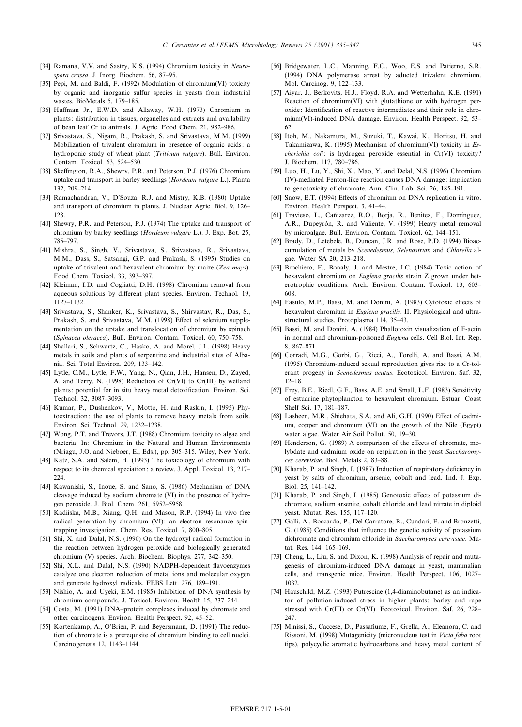[34] Ramana, V.V. and Sastry, K.S. (1994) Chromium toxicity in *Neurospora crassa*. J. Inorg. Biochem. 56, 87–95.

[35] Pepi, M. and Baldi, F. (1992) Modulation of chromium(VI) toxicity by organic and inorganic sulfur species in yeasts from industrial wastes. BioMetals 5, 179–185.

[36] Huffman Jr., E.W.D. and Allaway, W.H. (1973) Chromium in plants: distribution in tissues, organelles and extracts and availability of bean leaf Cr to animals. J. Agric. Food Chem. 21, 982–986.

[37] Srivastava, S., Nigam, R., Prakash, S. and Srivastava, M.M. (1999) Mobilization of trivalent chromium in presence of organic acids: a hydroponic study of wheat plant (*Triticum vulgare*). Bull. Environ. Contam. Toxicol. 63, 524–530.

[38] Skeffington, R.A., Shewry, P.R. and Peterson, P.J. (1976) Chromium uptake and transport in barley seedlings (*Hordeum vulgare* L.). Planta 132, 209–214.

[39] Ramachandran, V., D'Souza, R.J. and Mistry, K.B. (1980) Uptake and transport of chromium in plants. J. Nuclear Agric. Biol. 9, 126–128.

[40] Shewry, P.R. and Peterson, P.J. (1974) The uptake and transport of chromium by barley seedlings (*Hordeum vulgare* L.). J. Exp. Bot. 25, 785–797.

[41] Mishra, S., Singh, V., Srivastava, S., Srivastava, R., Srivastava, M.M., Dass, S., Satsangi, G.P. and Prakash, S. (1995) Studies on uptake of trivalent and hexavalent chromium by maize (*Zea mays*). Food Chem. Toxicol. 33, 393–397.

[42] Kleiman, I.D. and Cogliatti, D.H. (1998) Chromium removal from aqueous solutions by different plant species. Environ. Technol. 19, 1127–1132.

[43] Srivastava, S., Shanker, K., Srivastava, S., Shirvastav, R., Das, S., Prakash, S. and Srivastava, M.M. (1998) Effect of selenium supplementation on the uptake and translocation of chromium by spinach (*Spinacea oleracea*). Bull. Environ. Contam. Toxicol. 60, 750–758.

[44] Shallari, S., Schwartz, C., Hasko, A. and Morel, J.L. (1998) Heavy metals in soils and plants of serpentine and industrial sites of Albania. Sci. Total Environ. 209, 133–142.

[45] Lytle, C.M., Lytle, F.W., Yang, N., Qian, J.H., Hansen, D., Zayed, A. and Terry, N. (1998) Reduction of Cr(VI) to Cr(III) by wetland plants: potential for in situ heavy metal detoxification. Environ. Sci. Technol. 32, 3087–3093.

[46] Kumar, P., Dushenkov, V., Motto, H. and Raskin, I. (1995) Phytoextraction: the use of plants to remove heavy metals from soils. Environ. Sci. Technol. 29, 1232–1238.

[47] Wong, P.T. and Trevors, J.T. (1988) Chromium toxicity to algae and bacteria. In: Chromium in the Natural and Human Environments (Nriagu, J.O. and Nieboer, E., Eds.), pp. 305–315. Wiley, New York.

[48] Katz, S.A. and Salem, H. (1993) The toxicology of chromium with respect to its chemical speciation: a review. J. Appl. Toxicol. 13, 217–224.

[49] Kawanishi, S., Inoue, S. and Sano, S. (1986) Mechanism of DNA cleavage induced by sodium chromate (VI) in the presence of hydrogen peroxide. J. Biol. Chem. 261, 5952–5958.

[50] Kadiiska, M.B., Xiang, Q.H. and Mason, R.P. (1994) In vivo free radical generation by chromium (VI): an electron resonance spin-trapping investigation. Chem. Res. Toxicol. 7, 800–805.

[51] Shi, X. and Dalal, N.S. (1990) On the hydroxyl radical formation in the reaction between hydrogen peroxide and biologically generated chromium (V) species. Arch. Biochem. Biophys. 277, 342–350.

[52] Shi, X.L. and Dalal, N.S. (1990) NADPH-dependent flavoenzymes catalyze one electron reduction of metal ions and molecular oxygen and generate hydroxyl radicals. FEBS Lett. 276, 189–191.

[53] Nishio, A. and Uyeki, E.M. (1985) Inhibition of DNA synthesis by chromium compounds. J. Toxicol. Environ. Health 15, 237–244.

[54] Costa, M. (1991) DNA–protein complexes induced by chromate and other carcinogens. Environ. Health Perspect. 92, 45–52.

[55] Kortenkamp, A., O'Brien, P. and Beyersmann, D. (1991) The reduction of chromate is a prerequisite of chromium binding to cell nuclei. Carcinogenesis 12, 1143–1144.

[56] Bridgewater, L.C., Manning, F.C., Woo, E.S. and Patierno, S.R. (1994) DNA polymerase arrest by adducted trivalent chromium. Mol. Carcinog. 9, 122–133.

[57] Aiyar, J., Berkovits, H.J., Floyd, R.A. and Wetterhahn, K.E. (1991) Reaction of chromium(VI) with glutathione or with hydrogen peroxide: Identification of reactive intermediates and their role in chromium(VI)-induced DNA damage. Environ. Health Perspect. 92, 53–62.

[58] Itoh, M., Nakamura, M., Suzuki, T., Kawai, K., Horitsu, H. and Takamizawa, K. (1995) Mechanism of chromium(VI) toxicity in *Escherichia coli*: is hydrogen peroxide essential in Cr(VI) toxicity? J. Biochem. 117, 780–786.

[59] Luo, H., Lu, Y., Shi, X., Mao, Y. and Delal, N.S. (1996) Chromium (IV)-mediated Fenton-like reaction causes DNA damage: implication to genotoxicity of chromate. Ann. Clin. Lab. Sci. 26, 185–191.

[60] Snow, E.T. (1994) Effects of chromium on DNA replication in vitro. Environ. Health Perspect. 3, 41–44.

[61] Travieso, L., Cañizarez, R.O., Borja, R., Benítez, F., Domínguez, A.R., Dupeyrón, R. and Valiente, V. (1999) Heavy metal removal by microalgae. Bull. Environ. Contam. Toxicol. 62, 144–151.

[62] Brady, D., Letebele, B., Duncan, J.R. and Rose, P.D. (1994) Bioaccumulation of metals by *Scenedesmus, Selenastrum* and *Chlorella* algae. Water SA 20, 213–218.

[63] Brochiero, E., Bonaly, J. and Mestre, J.C. (1984) Toxic action of hexavalent chromium on *Euglena gracilis* strain Z grown under heterotrophic conditions. Arch. Environ. Contam. Toxicol. 13, 603–608.

[64] Fasulo, M.P., Bassi, M. and Donini, A. (1983) Cytotoxic effects of hexavalent chromium in *Euglena gracilis*. II. Physiological and ultrastructural studies. Protoplasma 114, 35–43.

[65] Bassi, M. and Donini, A. (1984) Phallotoxin visualization of F-actin in normal and chromium-poisoned *Euglena* cells. Cell Biol. Int. Rep. 8, 867–871.

[66] Corradi, M.G., Gorbi, G., Ricci, A., Torelli, A. and Bassi, A.M. (1995) Chromium-induced sexual reproduction gives rise to a Cr-tolerant progeny in *Scenedesmus acutus*. Ecotoxicol. Environ. Saf. 32, 12–18.

[67] Frey, B.E., Riedl, G.F., Bass, A.E. and Small, L.F. (1983) Sensitivity of estuarine phytoplancton to hexavalent chromium. Estuar. Coast Shelf Sci. 17, 181–187.

[68] Lasheen, M.R., Shiehata, S.A. and Ali, G.H. (1990) Effect of cadmium, copper and chromium (VI) on the growth of the Nile (Egypt) water algae. Water Air Soil Pollut. 50, 19–30.

[69] Henderson, G. (1989) A comparison of the effects of chromate, molybdate and cadmium oxide on respiration in the yeast *Saccharomyces cerevisiae*. Biol. Metals 2, 83–88.

[70] Kharab, P. and Singh, I. (1987) Induction of respiratory deficiency in yeast by salts of chromium, arsenic, cobalt and lead. Ind. J. Exp. Biol. 25, 141–142.

[71] Kharab, P. and Singh, I. (1985) Genotoxic effects of potassium dichromate, sodium arsenite, cobalt chloride and lead nitrate in diploid yeast. Mutat. Res. 155, 117–120.

[72] Galli, A., Boccardo, P., Del Carratore, R., Cundari, E. and Bronzetti, G. (1985) Conditions that influence the genetic activity of potassium dichromate and chromium chloride in *Saccharomyces cerevisiae*. Mutat. Res. 144, 165–169.

[73] Cheng, L., Liu, S. and Dixon, K. (1998) Analysis of repair and mutagenesis of chromium-induced DNA damage in yeast, mammalian cells, and transgenic mice. Environ. Health Perspect. 106, 1027–1032.

[74] Hauschild, M.Z. (1993) Putrescine (1,4-diaminobutane) as an indicator of pollution-induced stress in higher plants: barley and rape stressed with Cr(III) or Cr(VI). Ecotoxicol. Environ. Saf. 26, 228–247.

[75] Minissi, S., Caccese, D., Passafiume, F., Grella, A., Eleanora, C. and Rissoni, M. (1998) Mutagenicity (micronucleus test in *Vicia faba* root tips), polycyclic aromatic hydrocarbons and heavy metal content of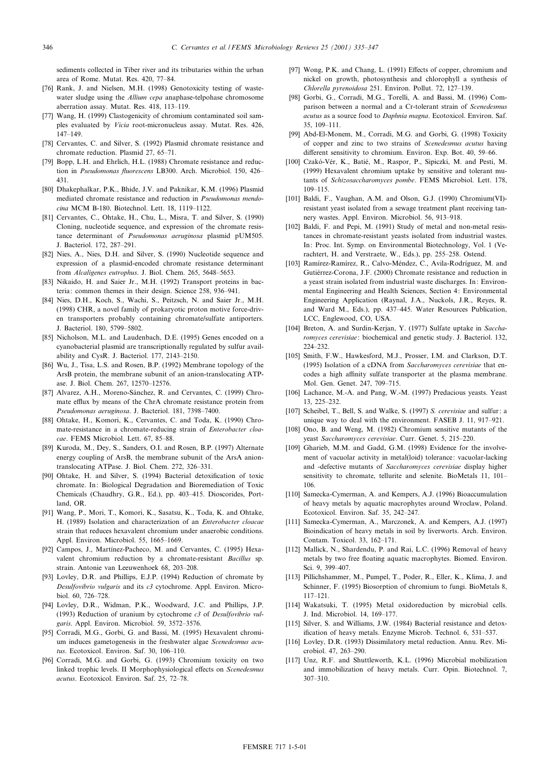sediments collected in Tiber river and its tributaries within the urban area of Rome. Mutat. Res. 420, 77–84.

[76] Rank, J. and Nielsen, M.H. (1998) Genotoxicity testing of wastewater sludge using the *Allium cepa* anaphase-telpohase chromosome aberration assay. Mutat. Res. 418, 113–119.

[77] Wang, H. (1999) Clastogenicity of chromium contaminated soil samples evaluated by *Vicia* root-micronucleus assay. Mutat. Res. 426, 147–149.

[78] Cervantes, C. and Silver, S. (1992) Plasmid chromate resistance and chromate reduction. Plasmid 27, 65–71.

[79] Bopp, L.H. and Ehrlich, H.L. (1988) Chromate resistance and reduction in *Pseudomonas fluorescens* LB300. Arch. Microbiol. 150, 426–431.

[80] Dhakephalkar, P.K., Bhide, J.V. and Paknikar, K.M. (1996) Plasmid mediated chromate resistance and reduction in *Pseudomonas mendocina* MCM B-180. Biotechnol. Lett. 18, 1119–1122.

[81] Cervantes, C., Ohtake, H., Chu, L., Misra, T. and Silver, S. (1990) Cloning, nucleotide sequence, and expression of the chromate resistance determinant of *Pseudomonas aeruginosa* plasmid pUM505. J. Bacteriol. 172, 287–291.

[82] Nies, A., Nies, D.H. and Silver, S. (1990) Nucleotide sequence and expression of a plasmid-encoded chromate resistance determinant from *Alcaligenes eutrophus*. J. Biol. Chem. 265, 5648–5653.

[83] Nikaido, H. and Saier Jr., M.H. (1992) Transport proteins in bacteria: common themes in their design. Science 258, 936–941.

[84] Nies, D.H., Koch, S., Wachi, S., Peitzsch, N. and Saier Jr., M.H. (1998) CHR, a novel family of prokaryotic proton motive force-driven transporters probably containing chromate/sulfate antiporters. J. Bacteriol. 180, 5799–5802.

[85] Nicholson, M.L. and Laudenbach, D.E. (1995) Genes encoded on a cyanobacterial plasmid are transcriptionally regulated by sulfur availability and CysR. J. Bacteriol. 177, 2143–2150.

[86] Wu, J., Tisa, L.S. and Rosen, B.P. (1992) Membrane topology of the ArsB protein, the membrane subunit of an anion-translocating ATPase. J. Biol. Chem. 267, 12570–12576.

[87] Alvarez, A.H., Moreno-Sánchez, R. and Cervantes, C. (1999) Chromate efflux by means of the ChrA chromate resistance protein from *Pseudomonas aeruginosa*. J. Bacteriol. 181, 7398–7400.

[88] Ohtake, H., Komori, K., Cervantes, C. and Toda, K. (1990) Chromate-resistance in a chromate-reducing strain of *Enterobacter cloacae*. FEMS Microbiol. Lett. 67, 85–88.

[89] Kuroda, M., Dey, S., Sanders, O.I. and Rosen, B.P. (1997) Alternate energy coupling of ArsB, the membrane subunit of the ArsA anion-translocating ATPase. J. Biol. Chem. 272, 326–331.

[90] Ohtake, H. and Silver, S. (1994) Bacterial detoxification of toxic chromate. In: Biological Degradation and Bioremediation of Toxic Chemicals (Chaudhry, G.R., Ed.), pp. 403–415. Dioscorides, Portland, OR.

[91] Wang, P., Mori, T., Komori, K., Sasatsu, K., Toda, K. and Ohtake, H. (1989) Isolation and characterization of an *Enterobacter cloacae* strain that reduces hexavalent chromium under anaerobic conditions. Appl. Environ. Microbiol. 55, 1665–1669.

[92] Campos, J., Martínez-Pacheco, M. and Cervantes, C. (1995) Hexavalent chromium reduction by a chromate-resistant *Bacillus* sp. strain. Antonie van Leeuwenhoek 68, 203–208.

[93] Lovley, D.R. and Phillips, E.J.P. (1994) Reduction of chromate by *Desulfovibrio vulgaris* and its *c3* cytochrome. Appl. Environ. Microbiol. 60, 726–728.

[94] Lovley, D.R., Widman, P.K., Woodward, J.C. and Phillips, J.P. (1993) Reduction of uranium by cytochrome *c3* of *Desulfovibrio vulgaris*. Appl. Environ. Microbiol. 59, 3572–3576.

[95] Corradi, M.G., Gorbi, G. and Bassi, M. (1995) Hexavalent chromium induces gametogenesis in the freshwater algae *Scenedesmus acutus*. Ecotoxicol. Environ. Saf. 30, 106–110.

[96] Corradi, M.G. and Gorbi, G. (1993) Chromium toxicity on two linked trophic levels. II Morphophysiological effects on *Scenedesmus acutus*. Ecotoxicol. Environ. Saf. 25, 72–78.

[97] Wong, P.K. and Chang, L. (1991) Effects of copper, chromium and nickel on growth, photosynthesis and chlorophyll a synthesis of *Chlorella pyrenoidosa* 251. Environ. Pollut. 72, 127–139.

[98] Gorbi, G., Corradi, M.G., Torelli, A. and Bassi, M. (1996) Comparison between a normal and a Cr-tolerant strain of *Scenedesmus acutus* as a source food to *Daphnia magna*. Ecotoxicol. Environ. Saf. 35, 109–111.

[99] Abd-El-Monem, M., Corradi, M.G. and Gorbi, G. (1998) Toxicity of copper and zinc to two strains of *Scenedesmus acutus* having different sensitivity to chromium. Environ. Exp. Bot. 40, 59–66.

[100] Czakó-Vér, K., Batié, M., Raspor, P., Sipiczki, M. and Pesti, M. (1999) Hexavalent chromium uptake by sensitive and tolerant mutants of *Schizosaccharomyces pombe*. FEMS Microbiol. Lett. 178, 109–115.

[101] Baldi, F., Vaughan, A.M. and Olson, G.J. (1990) Chromium(VI)-resistant yeast isolated from a sewage treatment plant receiving tannery wastes. Appl. Environ. Microbiol. 56, 913–918.

[102] Baldi, F. and Pepi, M. (1991) Study of metal and non-metal resistances in chromate-resistant yeasts isolated from industrial wastes. In: Proc. Int. Symp. on Environmental Biotechnology, Vol. 1 (Verachtert, H. and Verstraete, W., Eds.), pp. 255–258. Ostend.

[103] Ramírez-Ramírez, R., Calvo-Méndez, C., Avila-Rodríguez, M. and Gutiérrez-Corona, J.F. (2000) Chromate resistance and reduction in a yeast strain isolated from industrial waste discharges. In: Environmental Engineering and Health Sciences, Section 4: Environmental Engineering Application (Raynal, J.A., Nuckols, J.R., Reyes, R. and Ward M., Eds.), pp. 437–445. Water Resources Publication, LCC, Englewood, CO, USA.

[104] Breton, A. and Surdin-Kerjan, Y. (1977) Sulfate uptake in *Saccharomyces cerevisiae*: biochemical and genetic study. J. Bacteriol. 132, 224–232.

[105] Smith, F.W., Hawkesford, M.J., Prosser, I.M. and Clarkson, D.T. (1995) Isolation of a cDNA from *Saccharomyces cerevisiae* that encodes a high affinity sulfate transporter at the plasma membrane. Mol. Gen. Genet. 247, 709–715.

[106] Lachance, M.-A. and Pang, W.-M. (1997) Predacious yeasts. Yeast 13, 225–232.

[107] Scheibel, T., Bell, S. and Walke, S. (1997) *S. cerevisiae* and sulfur: a unique way to deal with the environment. FASEB J. 11, 917–921.

[108] Ono, B. and Weng, M. (1982) Chromium sensitive mutants of the yeast *Saccharomyces cerevisiae*. Curr. Genet. 5, 215–220.

[109] Gharieb, M.M. and Gadd, G.M. (1998) Evidence for the involvement of vacuolar activity in metal(loid) tolerance: vacuolar-lacking and -defective mutants of *Saccharomyces cerevisiae* display higher sensitivity to chromate, tellurite and selenite. BioMetals 11, 101–106.

[110] Samecka-Cymerman, A. and Kempers, A.J. (1996) Bioaccumulation of heavy metals by aquatic macrophytes around Wroclaw, Poland. Ecotoxicol. Environ. Saf. 35, 242–247.

[111] Samecka-Cymerman, A., Marczonek, A. and Kempers, A.J. (1997) Bioindication of heavy metals in soil by liverworts. Arch. Environ. Contam. Toxicol. 33, 162–171.

[112] Mallick, N., Shardendu, P. and Rai, L.C. (1996) Removal of heavy metals by two free floating aquatic macrophytes. Biomed. Environ. Sci. 9, 399–407.

[113] Pillichshammer, M., Pumpel, T., Poder, R., Eller, K., Klima, J. and Schinner, F. (1995) Biosorption of chromium to fungi. BioMetals 8, 117–121.

[114] Wakatsuki, T. (1995) Metal oxidoreduction by microbial cells. J. Ind. Microbiol. 14, 169–177.

[115] Silver, S. and Williams, J.W. (1984) Bacterial resistance and detoxification of heavy metals. Enzyme Microb. Technol. 6, 531–537.

[116] Lovley, D.R. (1993) Dissimilatory metal reduction. Annu. Rev. Microbiol. 47, 263–290.

[117] Unz, R.F. and Shuttleworth, K.L. (1996) Microbial mobilization and immobilization of heavy metals. Curr. Opin. Biotechnol. 7, 307–310.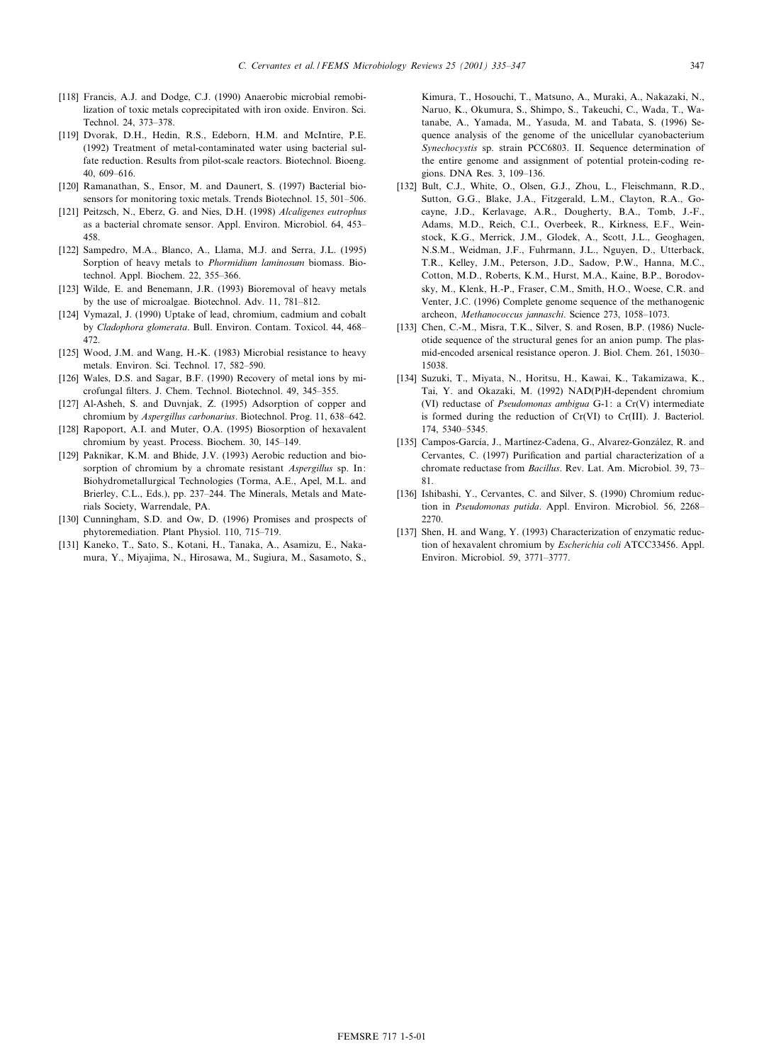[118] Francis, A.J. and Dodge, C.J. (1990) Anaerobic microbial remobilization of toxic metals coprecipitated with iron oxide. Environ. Sci. Technol. 24, 373–378.

[119] Dvorak, D.H., Hedin, R.S., Edeborn, H.M. and McIntire, P.E. (1992) Treatment of metal-contaminated water using bacterial sulfate reduction. Results from pilot-scale reactors. Biotechnol. Bioeng. 40, 609–616.

[120] Ramanathan, S., Ensor, M. and Daunert, S. (1997) Bacterial biosensors for monitoring toxic metals. Trends Biotechnol. 15, 501–506.

[121] Peitzsch, N., Eberz, G. and Nies, D.H. (1998) *Alcaligenes eutrophus* as a bacterial chromate sensor. Appl. Environ. Microbiol. 64, 453–458.

[122] Sampedro, M.A., Blanco, A., Llama, M.J. and Serra, J.L. (1995) Sorption of heavy metals to *Phormidium laminosum* biomass. Biotechnol. Appl. Biochem. 22, 355–366.

[123] Wilde, E. and Benemann, J.R. (1993) Bioremoval of heavy metals by the use of microalgae. Biotechnol. Adv. 11, 781–812.

[124] Vymazal, J. (1990) Uptake of lead, chromium, cadmium and cobalt by *Cladophora glomerata*. Bull. Environ. Contam. Toxicol. 44, 468–472.

[125] Wood, J.M. and Wang, H.-K. (1983) Microbial resistance to heavy metals. Environ. Sci. Technol. 17, 582–590.

[126] Wales, D.S. and Sagar, B.F. (1990) Recovery of metal ions by microfungal filters. J. Chem. Technol. Biotechnol. 49, 345–355.

[127] Al-Asheh, S. and Duvnjak, Z. (1995) Adsorption of copper and chromium by *Aspergillus carbonarius*. Biotechnol. Prog. 11, 638–642.

[128] Rapoport, A.I. and Muter, O.A. (1995) Biosorption of hexavalent chromium by yeast. Process. Biochem. 30, 145–149.

[129] Paknikar, K.M. and Bhide, J.V. (1993) Aerobic reduction and biosorption of chromium by a chromate resistant *Aspergillus* sp. In: Biohydrometallurgical Technologies (Torma, A.E., Apel, M.L. and Brierley, C.L., Eds.), pp. 237–244. The Minerals, Metals and Materials Society, Warrendale, PA.

[130] Cunningham, S.D. and Ow, D. (1996) Promises and prospects of phytoremediation. Plant Physiol. 110, 715–719.

[131] Kaneko, T., Sato, S., Kotani, H., Tanaka, A., Asamizu, E., Nakamura, Y., Miyajima, N., Hirosawa, M., Sugiura, M., Sasamoto, S., Kimura, T., Hosouchi, T., Matsuno, A., Muraki, A., Nakazaki, N., Naruo, K., Okumura, S., Shimpo, S., Takeuchi, C., Wada, T., Watanabe, A., Yamada, M., Yasuda, M. and Tabata, S. (1996) Sequence analysis of the genome of the unicellular cyanobacterium *Synechocystis* sp. strain PCC6803. II. Sequence determination of the entire genome and assignment of potential protein-coding regions. DNA Res. 3, 109–136.

[132] Bult, C.J., White, O., Olsen, G.J., Zhou, L., Fleischmann, R.D., Sutton, G.G., Blake, J.A., Fitzgerald, L.M., Clayton, R.A., Gocayne, J.D., Kerlavage, A.R., Dougherty, B.A., Tomb, J.-F., Adams, M.D., Reich, C.I., Overbeek, R., Kirkness, E.F., Weinstock, K.G., Merrick, J.M., Glodek, A., Scott, J.L., Geoghagen, N.S.M., Weidman, J.F., Fuhrmann, J.L., Nguyen, D., Utterback, T.R., Kelley, J.M., Peterson, J.D., Sadow, P.W., Hanna, M.C., Cotton, M.D., Roberts, K.M., Hurst, M.A., Kaine, B.P., Borodovsky, M., Klenk, H.-P., Fraser, C.M., Smith, H.O., Woese, C.R. and Venter, J.C. (1996) Complete genome sequence of the methanogenic archeon, *Methanococcus jannaschi*. Science 273, 1058–1073.

[133] Chen, C.-M., Misra, T.K., Silver, S. and Rosen, B.P. (1986) Nucleotide sequence of the structural genes for an anion pump. The plasmid-encoded arsenical resistance operon. J. Biol. Chem. 261, 15030–15038.

[134] Suzuki, T., Miyata, N., Horitsu, H., Kawai, K., Takamizawa, K., Tai, Y. and Okazaki, M. (1992) NAD(P)H-dependent chromium (VI) reductase of *Pseudomonas ambigua* G-1: a Cr(V) intermediate is formed during the reduction of Cr(VI) to Cr(III). J. Bacteriol. 174, 5340–5345.

[135] Campos-García, J., Martínez-Cadena, G., Alvarez-González, R. and Cervantes, C. (1997) Purification and partial characterization of a chromate reductase from *Bacillus*. Rev. Lat. Am. Microbiol. 39, 73–81.

[136] Ishibashi, Y., Cervantes, C. and Silver, S. (1990) Chromium reduction in *Pseudomonas putida*. Appl. Environ. Microbiol. 56, 2268–2270.

[137] Shen, H. and Wang, Y. (1993) Characterization of enzymatic reduction of hexavalent chromium by *Escherichia coli* ATCC33456. Appl. Environ. Microbiol. 59, 3771–3777.